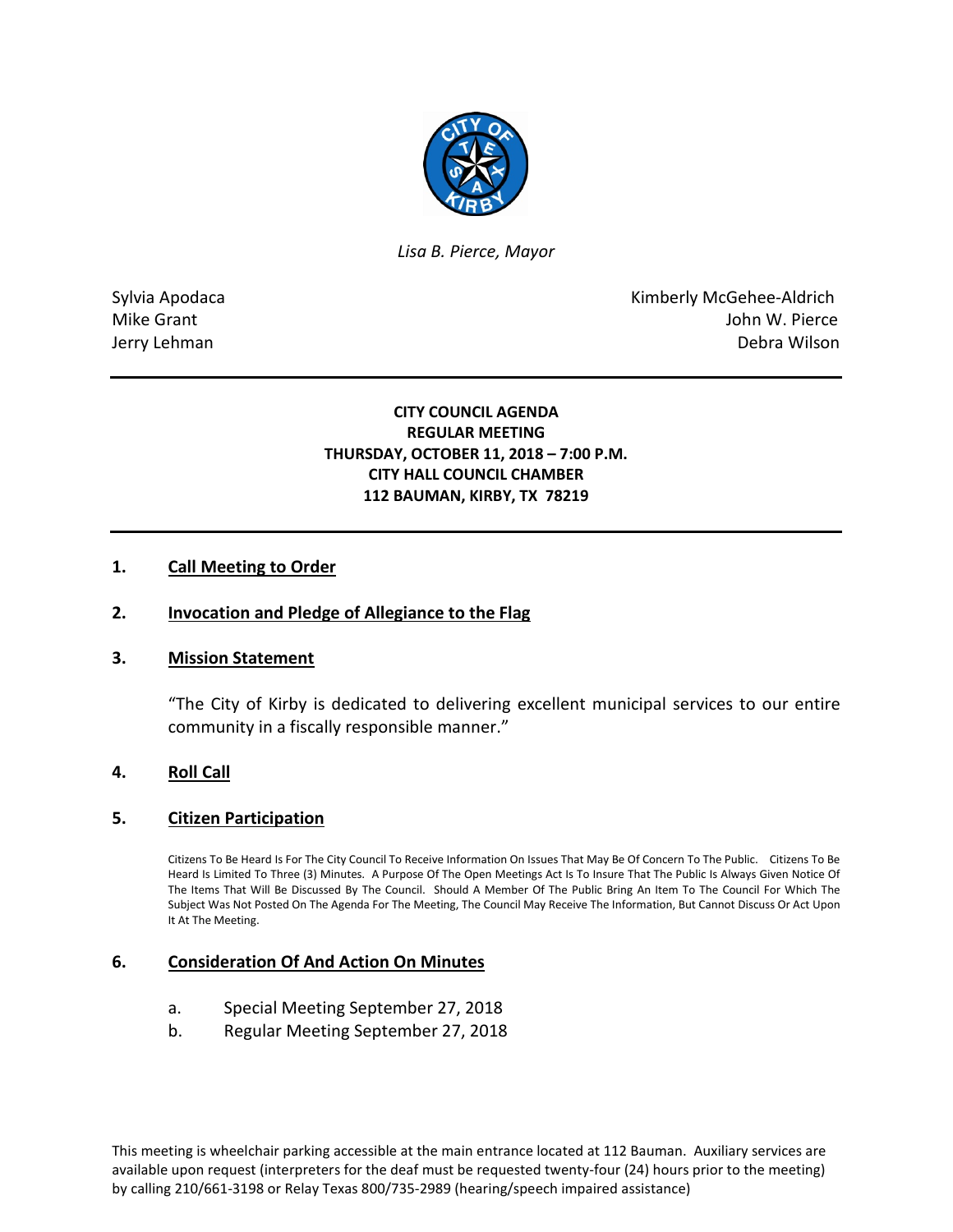*Lisa B. Pierce, Mayor*

Sylvia Apodaca
Mike Grant
Jerry Lehman

Kimberly McGehee-Aldrich
John W. Pierce
Debra Wilson

**CITY COUNCIL AGENDA**
**REGULAR MEETING**
**THURSDAY, OCTOBER 11, 2018 – 7:00 P.M.**
**CITY HALL COUNCIL CHAMBER**
**112 BAUMAN, KIRBY, TX 78219**

## 1. Call Meeting to Order

## 2. Invocation and Pledge of Allegiance to the Flag

## 3. Mission Statement

"The City of Kirby is dedicated to delivering excellent municipal services to our entire community in a fiscally responsible manner."

## 4. Roll Call

## 5. Citizen Participation

Citizens To Be Heard Is For The City Council To Receive Information On Issues That May Be Of Concern To The Public. Citizens To Be Heard Is Limited To Three (3) Minutes. A Purpose Of The Open Meetings Act Is To Insure That The Public Is Always Given Notice Of The Items That Will Be Discussed By The Council. Should A Member Of The Public Bring An Item To The Council For Which The Subject Was Not Posted On The Agenda For The Meeting, The Council May Receive The Information, But Cannot Discuss Or Act Upon It At The Meeting.

## 6. Consideration Of And Action On Minutes

a. Special Meeting September 27, 2018
b. Regular Meeting September 27, 2018

This meeting is wheelchair parking accessible at the main entrance located at 112 Bauman. Auxiliary services are available upon request (interpreters for the deaf must be requested twenty-four (24) hours prior to the meeting) by calling 210/661-3198 or Relay Texas 800/735-2989 (hearing/speech impaired assistance)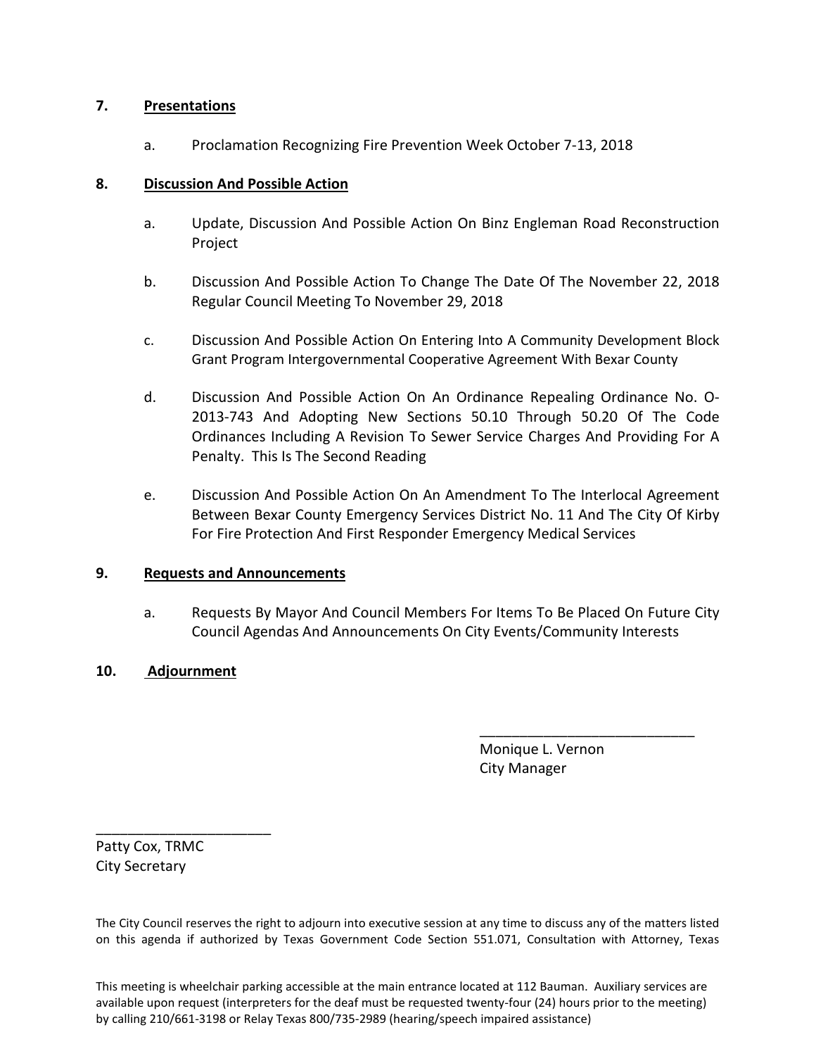## 7. Presentations

a. Proclamation Recognizing Fire Prevention Week October 7-13, 2018

## 8. Discussion And Possible Action

a. Update, Discussion And Possible Action On Binz Engleman Road Reconstruction Project

b. Discussion And Possible Action To Change The Date Of The November 22, 2018 Regular Council Meeting To November 29, 2018

c. Discussion And Possible Action On Entering Into A Community Development Block Grant Program Intergovernmental Cooperative Agreement With Bexar County

d. Discussion And Possible Action On An Ordinance Repealing Ordinance No. O-2013-743 And Adopting New Sections 50.10 Through 50.20 Of The Code Ordinances Including A Revision To Sewer Service Charges And Providing For A Penalty. This Is The Second Reading

e. Discussion And Possible Action On An Amendment To The Interlocal Agreement Between Bexar County Emergency Services District No. 11 And The City Of Kirby For Fire Protection And First Responder Emergency Medical Services

## 9. Requests and Announcements

a. Requests By Mayor And Council Members For Items To Be Placed On Future City Council Agendas And Announcements On City Events/Community Interests

## 10. Adjournment

___________________________
Monique L. Vernon
City Manager

_______________________
Patty Cox, TRMC
City Secretary

The City Council reserves the right to adjourn into executive session at any time to discuss any of the matters listed on this agenda if authorized by Texas Government Code Section 551.071, Consultation with Attorney, Texas

This meeting is wheelchair parking accessible at the main entrance located at 112 Bauman. Auxiliary services are available upon request (interpreters for the deaf must be requested twenty-four (24) hours prior to the meeting) by calling 210/661-3198 or Relay Texas 800/735-2989 (hearing/speech impaired assistance)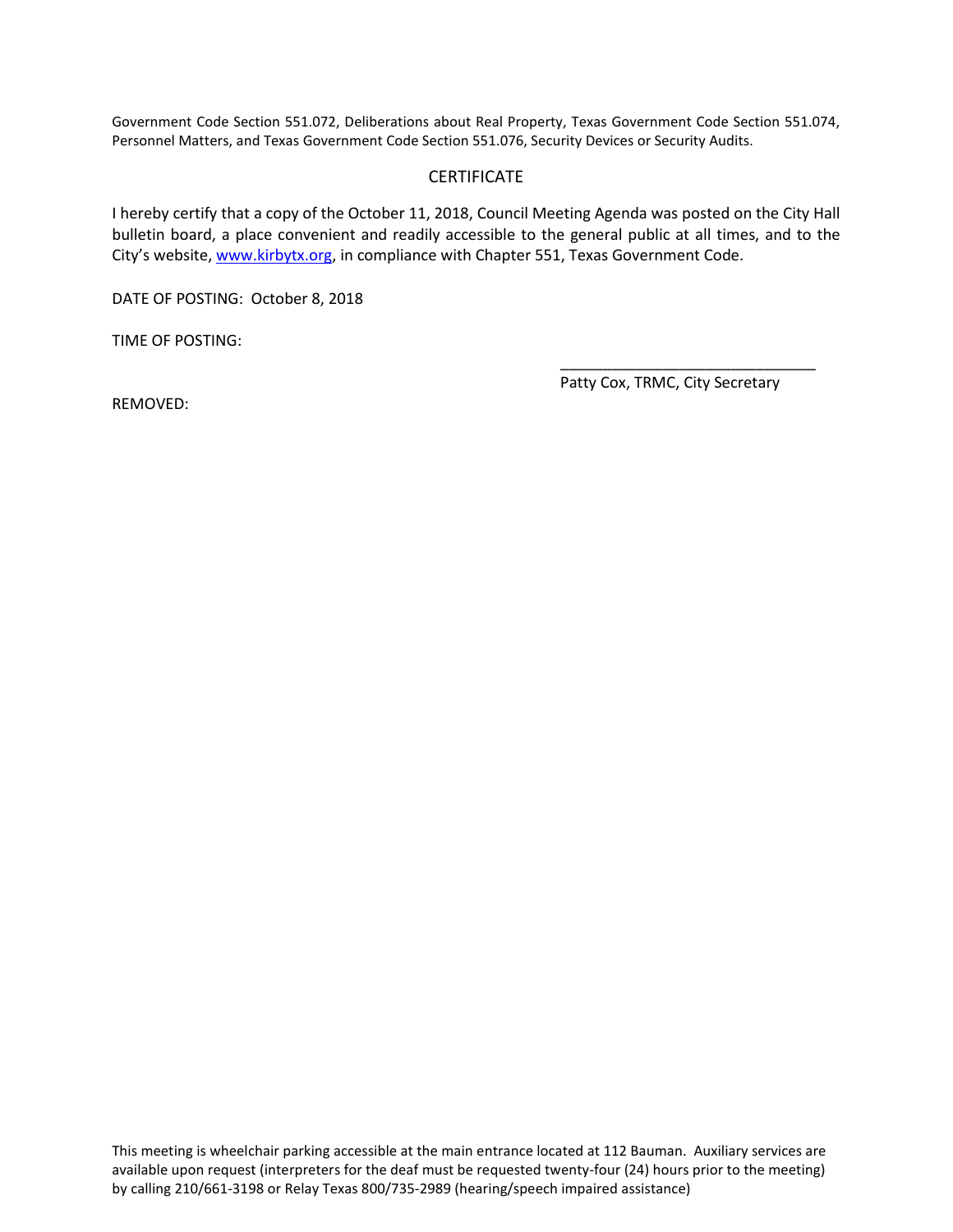Government Code Section 551.072, Deliberations about Real Property, Texas Government Code Section 551.074, Personnel Matters, and Texas Government Code Section 551.076, Security Devices or Security Audits.

## CERTIFICATE

I hereby certify that a copy of the October 11, 2018, Council Meeting Agenda was posted on the City Hall bulletin board, a place convenient and readily accessible to the general public at all times, and to the City's website, [www.kirbytx.org](http://www.kirbytx.org), in compliance with Chapter 551, Texas Government Code.

DATE OF POSTING: October 8, 2018

TIME OF POSTING:

\_\_\_\_\_\_\_\_\_\_\_\_\_\_\_\_\_\_\_\_\_\_\_\_\_\_\_\_\_\_
Patty Cox, TRMC, City Secretary

REMOVED:

This meeting is wheelchair parking accessible at the main entrance located at 112 Bauman. Auxiliary services are available upon request (interpreters for the deaf must be requested twenty-four (24) hours prior to the meeting) by calling 210/661-3198 or Relay Texas 800/735-2989 (hearing/speech impaired assistance)